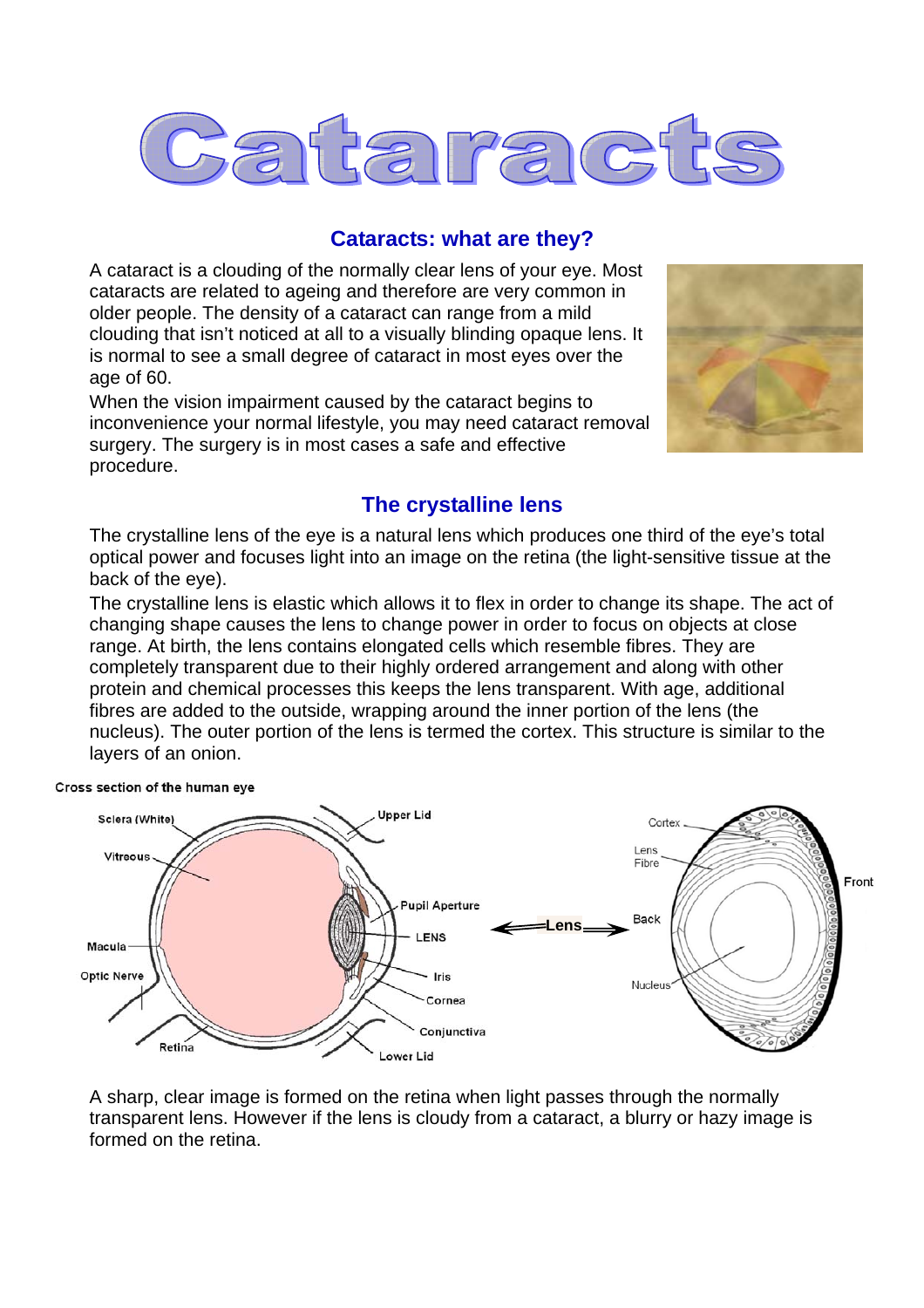# Cataracts

## Cataracts: what are they?

A cataract is a clouding of the normally clear lens of your eye. Most cataracts are related to ageing and therefore are very common in older people. The density of a cataract can range from a mild clouding that isn't noticed at all to a visually blinding opaque lens. It is normal to see a small degree of cataract in most eyes over the age of 60.

When the vision impairment caused by the cataract begins to inconvenience your normal lifestyle, you may need cataract removal surgery. The surgery is in most cases a safe and effective procedure.

## The crystalline lens

The crystalline lens of the eye is a natural lens which produces one third of the eye's total optical power and focuses light into an image on the retina (the light-sensitive tissue at the back of the eye).

The crystalline lens is elastic which allows it to flex in order to change its shape. The act of changing shape causes the lens to change power in order to focus on objects at close range. At birth, the lens contains elongated cells which resemble fibres. They are completely transparent due to their highly ordered arrangement and along with other protein and chemical processes this keeps the lens transparent. With age, additional fibres are added to the outside, wrapping around the inner portion of the lens (the nucleus). The outer portion of the lens is termed the cortex. This structure is similar to the layers of an onion.

Cross section of the human eye

A sharp, clear image is formed on the retina when light passes through the normally transparent lens. However if the lens is cloudy from a cataract, a blurry or hazy image is formed on the retina.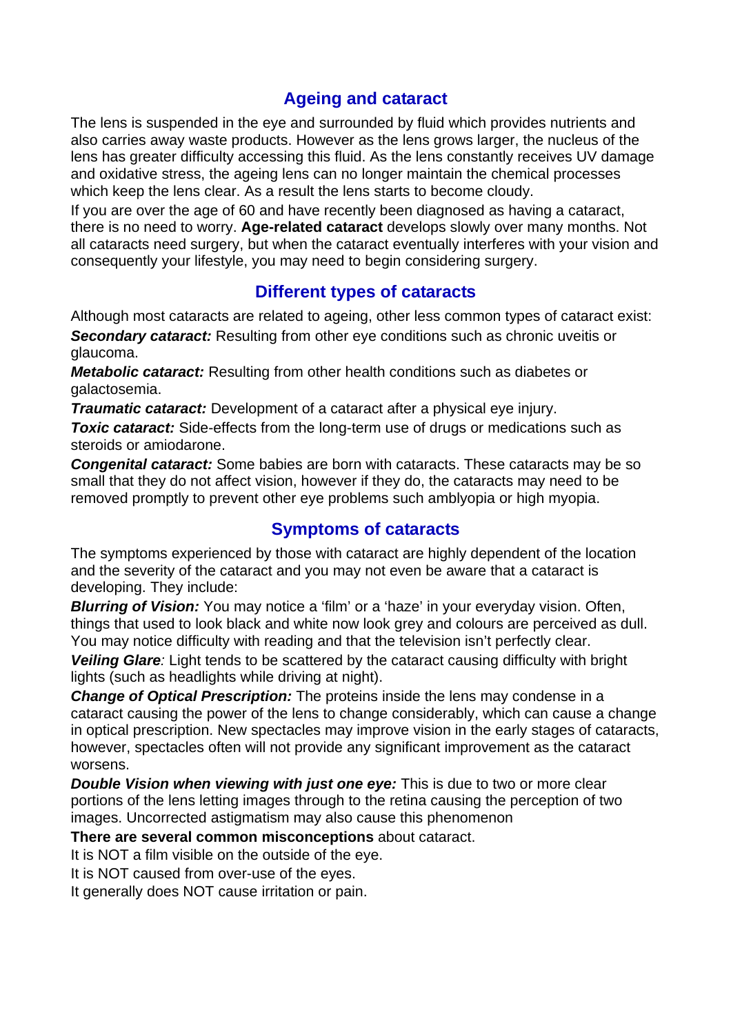## Ageing and cataract

The lens is suspended in the eye and surrounded by fluid which provides nutrients and also carries away waste products. However as the lens grows larger, the nucleus of the lens has greater difficulty accessing this fluid. As the lens constantly receives UV damage and oxidative stress, the ageing lens can no longer maintain the chemical processes which keep the lens clear. As a result the lens starts to become cloudy.

If you are over the age of 60 and have recently been diagnosed as having a cataract, there is no need to worry. **Age-related cataract** develops slowly over many months. Not all cataracts need surgery, but when the cataract eventually interferes with your vision and consequently your lifestyle, you may need to begin considering surgery.

## Different types of cataracts

Although most cataracts are related to ageing, other less common types of cataract exist:

***Secondary cataract:*** Resulting from other eye conditions such as chronic uveitis or glaucoma.

***Metabolic cataract:*** Resulting from other health conditions such as diabetes or galactosemia.

***Traumatic cataract:*** Development of a cataract after a physical eye injury.

***Toxic cataract:*** Side-effects from the long-term use of drugs or medications such as steroids or amiodarone.

***Congenital cataract:*** Some babies are born with cataracts. These cataracts may be so small that they do not affect vision, however if they do, the cataracts may need to be removed promptly to prevent other eye problems such amblyopia or high myopia.

## Symptoms of cataracts

The symptoms experienced by those with cataract are highly dependent of the location and the severity of the cataract and you may not even be aware that a cataract is developing. They include:

***Blurring of Vision:*** You may notice a 'film' or a 'haze' in your everyday vision. Often, things that used to look black and white now look grey and colours are perceived as dull. You may notice difficulty with reading and that the television isn't perfectly clear.

***Veiling Glare**:* Light tends to be scattered by the cataract causing difficulty with bright lights (such as headlights while driving at night).

***Change of Optical Prescription:*** The proteins inside the lens may condense in a cataract causing the power of the lens to change considerably, which can cause a change in optical prescription. New spectacles may improve vision in the early stages of cataracts, however, spectacles often will not provide any significant improvement as the cataract worsens.

***Double Vision when viewing with just one eye:*** This is due to two or more clear portions of the lens letting images through to the retina causing the perception of two images. Uncorrected astigmatism may also cause this phenomenon

**There are several common misconceptions** about cataract.

It is NOT a film visible on the outside of the eye.

It is NOT caused from over-use of the eyes.

It generally does NOT cause irritation or pain.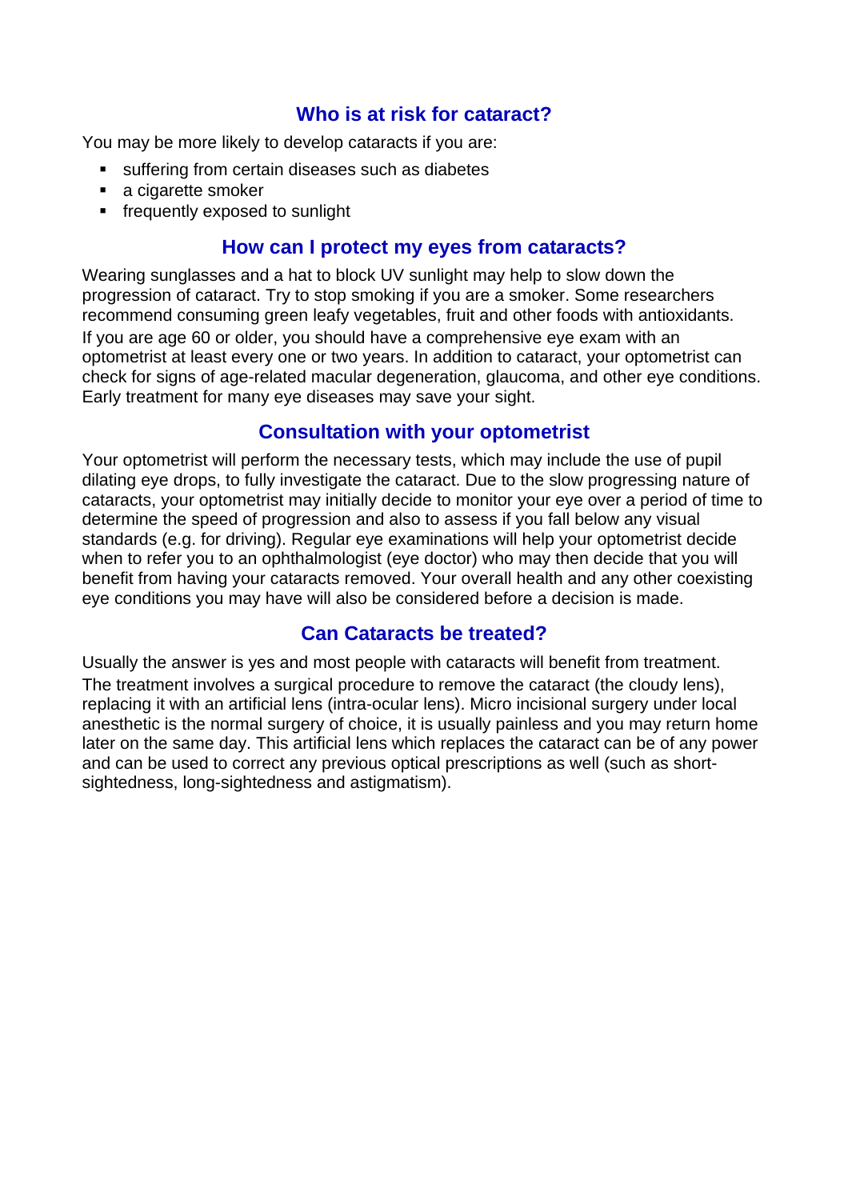## Who is at risk for cataract?

You may be more likely to develop cataracts if you are:

- suffering from certain diseases such as diabetes
- a cigarette smoker
- frequently exposed to sunlight

## How can I protect my eyes from cataracts?

Wearing sunglasses and a hat to block UV sunlight may help to slow down the progression of cataract. Try to stop smoking if you are a smoker. Some researchers recommend consuming green leafy vegetables, fruit and other foods with antioxidants.

If you are age 60 or older, you should have a comprehensive eye exam with an optometrist at least every one or two years. In addition to cataract, your optometrist can check for signs of age-related macular degeneration, glaucoma, and other eye conditions. Early treatment for many eye diseases may save your sight.

## Consultation with your optometrist

Your optometrist will perform the necessary tests, which may include the use of pupil dilating eye drops, to fully investigate the cataract. Due to the slow progressing nature of cataracts, your optometrist may initially decide to monitor your eye over a period of time to determine the speed of progression and also to assess if you fall below any visual standards (e.g. for driving). Regular eye examinations will help your optometrist decide when to refer you to an ophthalmologist (eye doctor) who may then decide that you will benefit from having your cataracts removed. Your overall health and any other coexisting eye conditions you may have will also be considered before a decision is made.

## Can Cataracts be treated?

Usually the answer is yes and most people with cataracts will benefit from treatment.

The treatment involves a surgical procedure to remove the cataract (the cloudy lens), replacing it with an artificial lens (intra-ocular lens). Micro incisional surgery under local anesthetic is the normal surgery of choice, it is usually painless and you may return home later on the same day. This artificial lens which replaces the cataract can be of any power and can be used to correct any previous optical prescriptions as well (such as short-sightedness, long-sightedness and astigmatism).